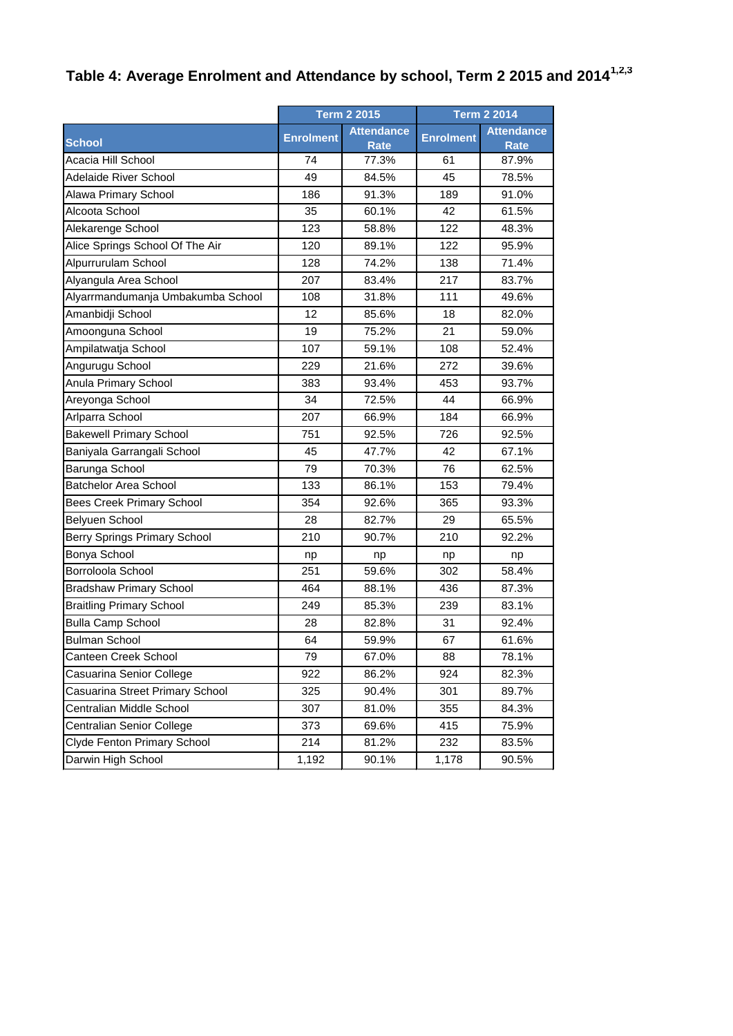## Table 4: Average Enrolment and Attendance by school, Term 2 2015 and 2014[1,2,3]

| School | Term 2 2015 | | Term 2 2014 | |
|---|---|---|---|---|
| | Enrolment | Attendance Rate | Enrolment | Attendance Rate |
| Acacia Hill School | 74 | 77.3% | 61 | 87.9% |
| Adelaide River School | 49 | 84.5% | 45 | 78.5% |
| Alawa Primary School | 186 | 91.3% | 189 | 91.0% |
| Alcoota School | 35 | 60.1% | 42 | 61.5% |
| Alekarenge School | 123 | 58.8% | 122 | 48.3% |
| Alice Springs School Of The Air | 120 | 89.1% | 122 | 95.9% |
| Alpurrurulam School | 128 | 74.2% | 138 | 71.4% |
| Alyangula Area School | 207 | 83.4% | 217 | 83.7% |
| Alyarrmandumanja Umbakumba School | 108 | 31.8% | 111 | 49.6% |
| Amanbidji School | 12 | 85.6% | 18 | 82.0% |
| Amoonguna School | 19 | 75.2% | 21 | 59.0% |
| Ampilatwatja School | 107 | 59.1% | 108 | 52.4% |
| Angurugu School | 229 | 21.6% | 272 | 39.6% |
| Anula Primary School | 383 | 93.4% | 453 | 93.7% |
| Areyonga School | 34 | 72.5% | 44 | 66.9% |
| Arlparra School | 207 | 66.9% | 184 | 66.9% |
| Bakewell Primary School | 751 | 92.5% | 726 | 92.5% |
| Baniyala Garrangali School | 45 | 47.7% | 42 | 67.1% |
| Barunga School | 79 | 70.3% | 76 | 62.5% |
| Batchelor Area School | 133 | 86.1% | 153 | 79.4% |
| Bees Creek Primary School | 354 | 92.6% | 365 | 93.3% |
| Belyuen School | 28 | 82.7% | 29 | 65.5% |
| Berry Springs Primary School | 210 | 90.7% | 210 | 92.2% |
| Bonya School | np | np | np | np |
| Borroloola School | 251 | 59.6% | 302 | 58.4% |
| Bradshaw Primary School | 464 | 88.1% | 436 | 87.3% |
| Braitling Primary School | 249 | 85.3% | 239 | 83.1% |
| Bulla Camp School | 28 | 82.8% | 31 | 92.4% |
| Bulman School | 64 | 59.9% | 67 | 61.6% |
| Canteen Creek School | 79 | 67.0% | 88 | 78.1% |
| Casuarina Senior College | 922 | 86.2% | 924 | 82.3% |
| Casuarina Street Primary School | 325 | 90.4% | 301 | 89.7% |
| Centralian Middle School | 307 | 81.0% | 355 | 84.3% |
| Centralian Senior College | 373 | 69.6% | 415 | 75.9% |
| Clyde Fenton Primary School | 214 | 81.2% | 232 | 83.5% |
| Darwin High School | 1,192 | 90.1% | 1,178 | 90.5% |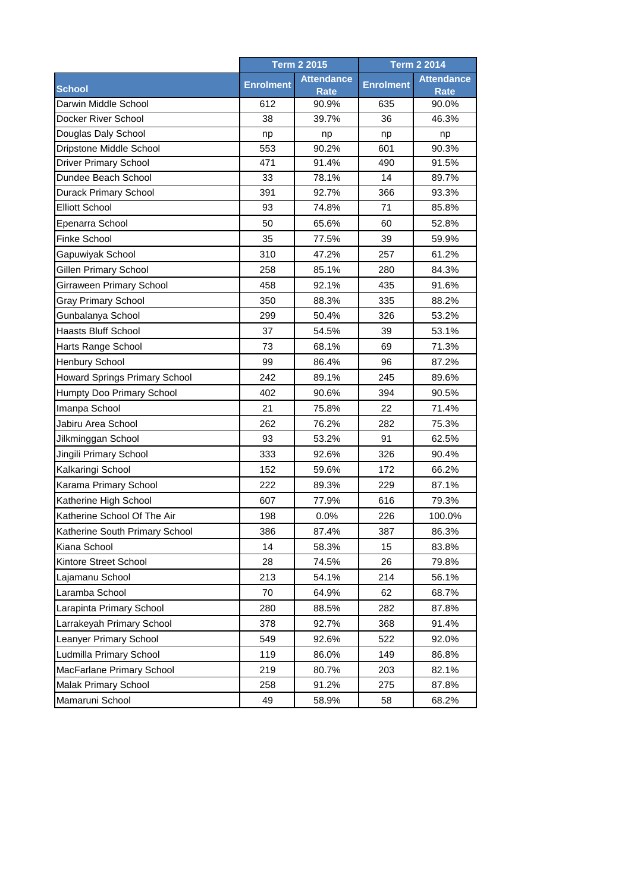| School | Term 2 2015 | | Term 2 2014 | |
|---|---|---|---|---|
| | Enrolment | Attendance Rate | Enrolment | Attendance Rate |
| Darwin Middle School | 612 | 90.9% | 635 | 90.0% |
| Docker River School | 38 | 39.7% | 36 | 46.3% |
| Douglas Daly School | np | np | np | np |
| Dripstone Middle School | 553 | 90.2% | 601 | 90.3% |
| Driver Primary School | 471 | 91.4% | 490 | 91.5% |
| Dundee Beach School | 33 | 78.1% | 14 | 89.7% |
| Durack Primary School | 391 | 92.7% | 366 | 93.3% |
| Elliott School | 93 | 74.8% | 71 | 85.8% |
| Epenarra School | 50 | 65.6% | 60 | 52.8% |
| Finke School | 35 | 77.5% | 39 | 59.9% |
| Gapuwiyak School | 310 | 47.2% | 257 | 61.2% |
| Gillen Primary School | 258 | 85.1% | 280 | 84.3% |
| Girraween Primary School | 458 | 92.1% | 435 | 91.6% |
| Gray Primary School | 350 | 88.3% | 335 | 88.2% |
| Gunbalanya School | 299 | 50.4% | 326 | 53.2% |
| Haasts Bluff School | 37 | 54.5% | 39 | 53.1% |
| Harts Range School | 73 | 68.1% | 69 | 71.3% |
| Henbury School | 99 | 86.4% | 96 | 87.2% |
| Howard Springs Primary School | 242 | 89.1% | 245 | 89.6% |
| Humpty Doo Primary School | 402 | 90.6% | 394 | 90.5% |
| Imanpa School | 21 | 75.8% | 22 | 71.4% |
| Jabiru Area School | 262 | 76.2% | 282 | 75.3% |
| Jilkminggan School | 93 | 53.2% | 91 | 62.5% |
| Jingili Primary School | 333 | 92.6% | 326 | 90.4% |
| Kalkaringi School | 152 | 59.6% | 172 | 66.2% |
| Karama Primary School | 222 | 89.3% | 229 | 87.1% |
| Katherine High School | 607 | 77.9% | 616 | 79.3% |
| Katherine School Of The Air | 198 | 0.0% | 226 | 100.0% |
| Katherine South Primary School | 386 | 87.4% | 387 | 86.3% |
| Kiana School | 14 | 58.3% | 15 | 83.8% |
| Kintore Street School | 28 | 74.5% | 26 | 79.8% |
| Lajamanu School | 213 | 54.1% | 214 | 56.1% |
| Laramba School | 70 | 64.9% | 62 | 68.7% |
| Larapinta Primary School | 280 | 88.5% | 282 | 87.8% |
| Larrakeyah Primary School | 378 | 92.7% | 368 | 91.4% |
| Leanyer Primary School | 549 | 92.6% | 522 | 92.0% |
| Ludmilla Primary School | 119 | 86.0% | 149 | 86.8% |
| MacFarlane Primary School | 219 | 80.7% | 203 | 82.1% |
| Malak Primary School | 258 | 91.2% | 275 | 87.8% |
| Mamaruni School | 49 | 58.9% | 58 | 68.2% |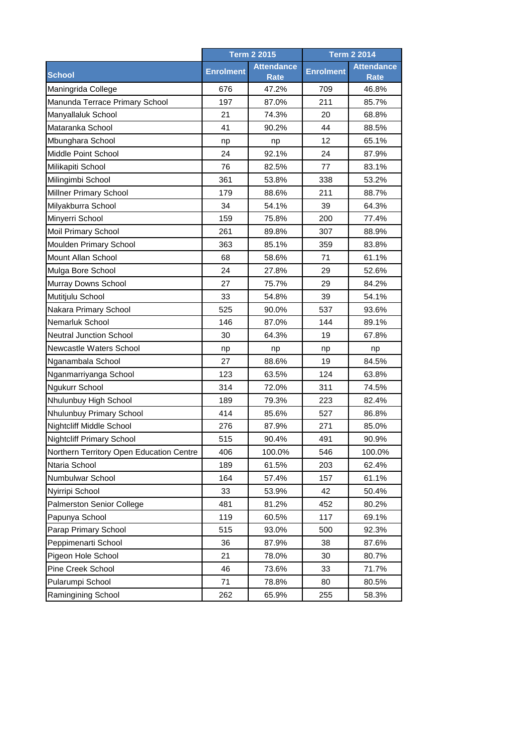| School | Term 2 2015 | | Term 2 2014 | |
|---|---|---|---|---|
| | Enrolment | Attendance Rate | Enrolment | Attendance Rate |
| Maningrida College | 676 | 47.2% | 709 | 46.8% |
| Manunda Terrace Primary School | 197 | 87.0% | 211 | 85.7% |
| Manyallaluk School | 21 | 74.3% | 20 | 68.8% |
| Mataranka School | 41 | 90.2% | 44 | 88.5% |
| Mbunghara School | np | np | 12 | 65.1% |
| Middle Point School | 24 | 92.1% | 24 | 87.9% |
| Milikapiti School | 76 | 82.5% | 77 | 83.1% |
| Milingimbi School | 361 | 53.8% | 338 | 53.2% |
| Millner Primary School | 179 | 88.6% | 211 | 88.7% |
| Milyakburra School | 34 | 54.1% | 39 | 64.3% |
| Minyerri School | 159 | 75.8% | 200 | 77.4% |
| Moil Primary School | 261 | 89.8% | 307 | 88.9% |
| Moulden Primary School | 363 | 85.1% | 359 | 83.8% |
| Mount Allan School | 68 | 58.6% | 71 | 61.1% |
| Mulga Bore School | 24 | 27.8% | 29 | 52.6% |
| Murray Downs School | 27 | 75.7% | 29 | 84.2% |
| Mutitjulu School | 33 | 54.8% | 39 | 54.1% |
| Nakara Primary School | 525 | 90.0% | 537 | 93.6% |
| Nemarluk School | 146 | 87.0% | 144 | 89.1% |
| Neutral Junction School | 30 | 64.3% | 19 | 67.8% |
| Newcastle Waters School | np | np | np | np |
| Nganambala School | 27 | 88.6% | 19 | 84.5% |
| Nganmarriyanga School | 123 | 63.5% | 124 | 63.8% |
| Ngukurr School | 314 | 72.0% | 311 | 74.5% |
| Nhulunbuy High School | 189 | 79.3% | 223 | 82.4% |
| Nhulunbuy Primary School | 414 | 85.6% | 527 | 86.8% |
| Nightcliff Middle School | 276 | 87.9% | 271 | 85.0% |
| Nightcliff Primary School | 515 | 90.4% | 491 | 90.9% |
| Northern Territory Open Education Centre | 406 | 100.0% | 546 | 100.0% |
| Ntaria School | 189 | 61.5% | 203 | 62.4% |
| Numbulwar School | 164 | 57.4% | 157 | 61.1% |
| Nyirripi School | 33 | 53.9% | 42 | 50.4% |
| Palmerston Senior College | 481 | 81.2% | 452 | 80.2% |
| Papunya School | 119 | 60.5% | 117 | 69.1% |
| Parap Primary School | 515 | 93.0% | 500 | 92.3% |
| Peppimenarti School | 36 | 87.9% | 38 | 87.6% |
| Pigeon Hole School | 21 | 78.0% | 30 | 80.7% |
| Pine Creek School | 46 | 73.6% | 33 | 71.7% |
| Pularumpi School | 71 | 78.8% | 80 | 80.5% |
| Ramingining School | 262 | 65.9% | 255 | 58.3% |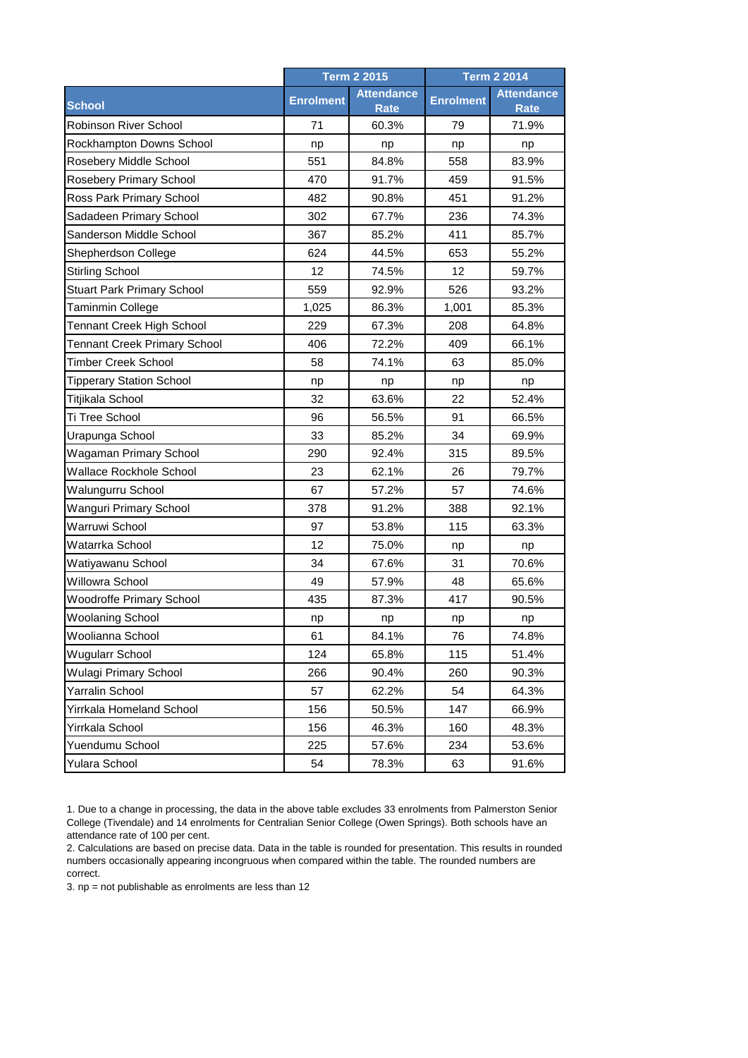| School | Term 2 2015 | | Term 2 2014 | |
|---|---|---|---|---|
| | Enrolment | Attendance Rate | Enrolment | Attendance Rate |
| Robinson River School | 71 | 60.3% | 79 | 71.9% |
| Rockhampton Downs School | np | np | np | np |
| Rosebery Middle School | 551 | 84.8% | 558 | 83.9% |
| Rosebery Primary School | 470 | 91.7% | 459 | 91.5% |
| Ross Park Primary School | 482 | 90.8% | 451 | 91.2% |
| Sadadeen Primary School | 302 | 67.7% | 236 | 74.3% |
| Sanderson Middle School | 367 | 85.2% | 411 | 85.7% |
| Shepherdson College | 624 | 44.5% | 653 | 55.2% |
| Stirling School | 12 | 74.5% | 12 | 59.7% |
| Stuart Park Primary School | 559 | 92.9% | 526 | 93.2% |
| Taminmin College | 1,025 | 86.3% | 1,001 | 85.3% |
| Tennant Creek High School | 229 | 67.3% | 208 | 64.8% |
| Tennant Creek Primary School | 406 | 72.2% | 409 | 66.1% |
| Timber Creek School | 58 | 74.1% | 63 | 85.0% |
| Tipperary Station School | np | np | np | np |
| Titjikala School | 32 | 63.6% | 22 | 52.4% |
| Ti Tree School | 96 | 56.5% | 91 | 66.5% |
| Urapunga School | 33 | 85.2% | 34 | 69.9% |
| Wagaman Primary School | 290 | 92.4% | 315 | 89.5% |
| Wallace Rockhole School | 23 | 62.1% | 26 | 79.7% |
| Walungurru School | 67 | 57.2% | 57 | 74.6% |
| Wanguri Primary School | 378 | 91.2% | 388 | 92.1% |
| Warruwi School | 97 | 53.8% | 115 | 63.3% |
| Watarrka School | 12 | 75.0% | np | np |
| Watiyawanu School | 34 | 67.6% | 31 | 70.6% |
| Willowra School | 49 | 57.9% | 48 | 65.6% |
| Woodroffe Primary School | 435 | 87.3% | 417 | 90.5% |
| Woolaning School | np | np | np | np |
| Woolianna School | 61 | 84.1% | 76 | 74.8% |
| Wugularr School | 124 | 65.8% | 115 | 51.4% |
| Wulagi Primary School | 266 | 90.4% | 260 | 90.3% |
| Yarralin School | 57 | 62.2% | 54 | 64.3% |
| Yirrkala Homeland School | 156 | 50.5% | 147 | 66.9% |
| Yirrkala School | 156 | 46.3% | 160 | 48.3% |
| Yuendumu School | 225 | 57.6% | 234 | 53.6% |
| Yulara School | 54 | 78.3% | 63 | 91.6% |

1. Due to a change in processing, the data in the above table excludes 33 enrolments from Palmerston Senior College (Tivendale) and 14 enrolments for Centralian Senior College (Owen Springs). Both schools have an attendance rate of 100 per cent.
2. Calculations are based on precise data. Data in the table is rounded for presentation. This results in rounded numbers occasionally appearing incongruous when compared within the table. The rounded numbers are correct.
3. np = not publishable as enrolments are less than 12